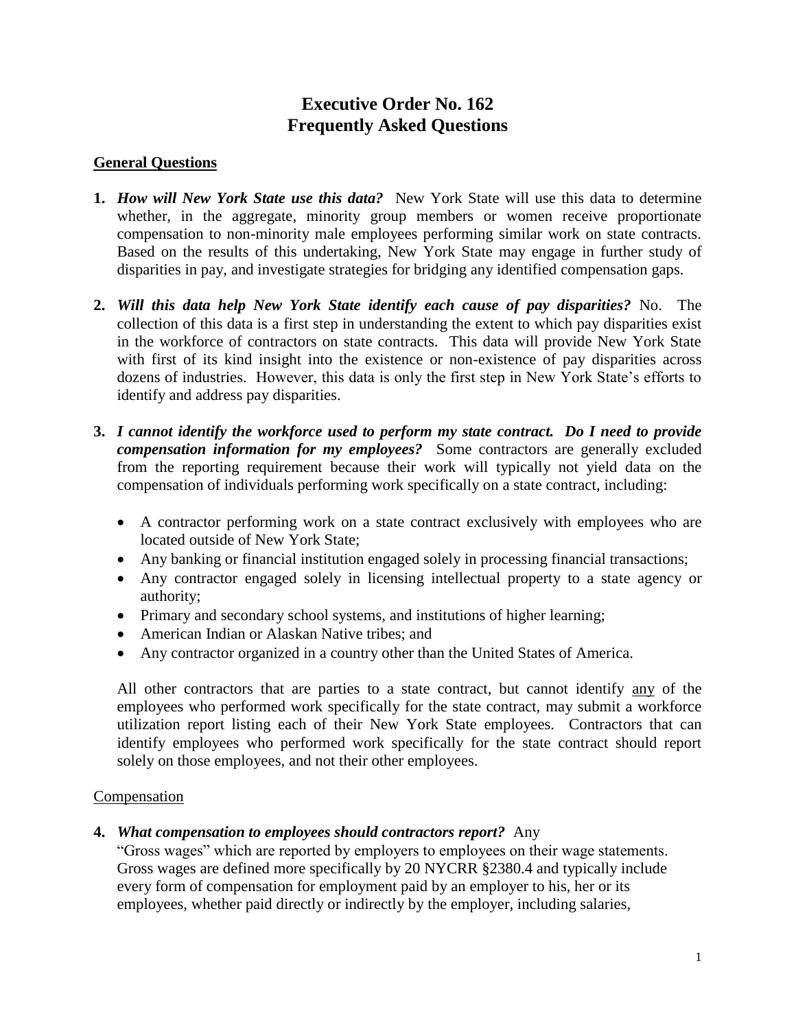# Executive Order No. 162
# Frequently Asked Questions

## General Questions

1. ***How will New York State use this data?*** New York State will use this data to determine whether, in the aggregate, minority group members or women receive proportionate compensation to non-minority male employees performing similar work on state contracts. Based on the results of this undertaking, New York State may engage in further study of disparities in pay, and investigate strategies for bridging any identified compensation gaps.

2. ***Will this data help New York State identify each cause of pay disparities?*** No. The collection of this data is a first step in understanding the extent to which pay disparities exist in the workforce of contractors on state contracts. This data will provide New York State with first of its kind insight into the existence or non-existence of pay disparities across dozens of industries. However, this data is only the first step in New York State's efforts to identify and address pay disparities.

3. ***I cannot identify the workforce used to perform my state contract. Do I need to provide compensation information for my employees?*** Some contractors are generally excluded from the reporting requirement because their work will typically not yield data on the compensation of individuals performing work specifically on a state contract, including:

   - A contractor performing work on a state contract exclusively with employees who are located outside of New York State;
   - Any banking or financial institution engaged solely in processing financial transactions;
   - Any contractor engaged solely in licensing intellectual property to a state agency or authority;
   - Primary and secondary school systems, and institutions of higher learning;
   - American Indian or Alaskan Native tribes; and
   - Any contractor organized in a country other than the United States of America.

   All other contractors that are parties to a state contract, but cannot identify any of the employees who performed work specifically for the state contract, may submit a workforce utilization report listing each of their New York State employees. Contractors that can identify employees who performed work specifically for the state contract should report solely on those employees, and not their other employees.

### Compensation

4. ***What compensation to employees should contractors report?*** Any "Gross wages" which are reported by employers to employees on their wage statements. Gross wages are defined more specifically by 20 NYCRR §2380.4 and typically include every form of compensation for employment paid by an employer to his, her or its employees, whether paid directly or indirectly by the employer, including salaries,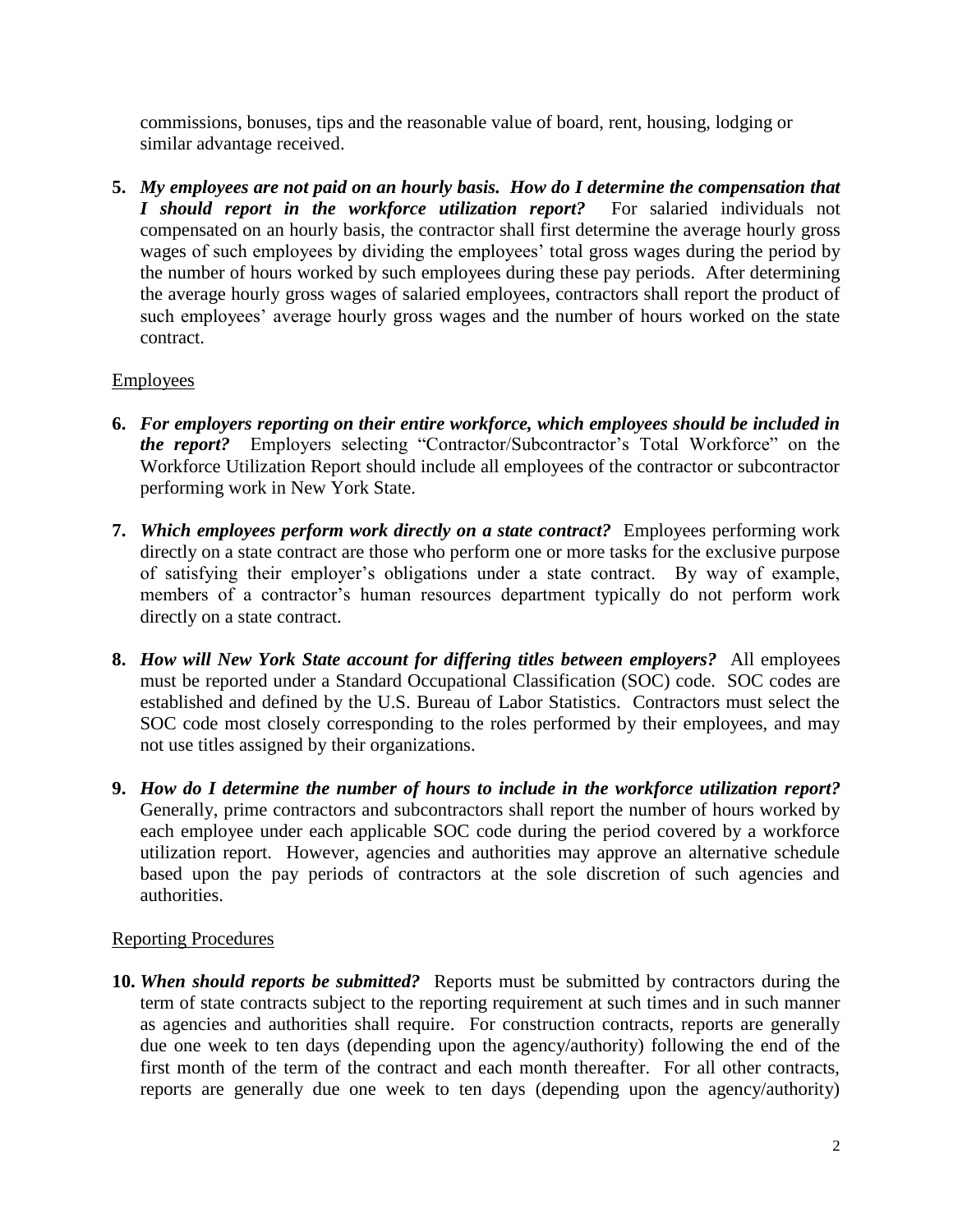commissions, bonuses, tips and the reasonable value of board, rent, housing, lodging or similar advantage received.

5. ***My employees are not paid on an hourly basis. How do I determine the compensation that I should report in the workforce utilization report?*** For salaried individuals not compensated on an hourly basis, the contractor shall first determine the average hourly gross wages of such employees by dividing the employees' total gross wages during the period by the number of hours worked by such employees during these pay periods. After determining the average hourly gross wages of salaried employees, contractors shall report the product of such employees' average hourly gross wages and the number of hours worked on the state contract.

Employees

6. ***For employers reporting on their entire workforce, which employees should be included in the report?*** Employers selecting "Contractor/Subcontractor's Total Workforce" on the Workforce Utilization Report should include all employees of the contractor or subcontractor performing work in New York State.

7. ***Which employees perform work directly on a state contract?*** Employees performing work directly on a state contract are those who perform one or more tasks for the exclusive purpose of satisfying their employer's obligations under a state contract. By way of example, members of a contractor's human resources department typically do not perform work directly on a state contract.

8. ***How will New York State account for differing titles between employers?*** All employees must be reported under a Standard Occupational Classification (SOC) code. SOC codes are established and defined by the U.S. Bureau of Labor Statistics. Contractors must select the SOC code most closely corresponding to the roles performed by their employees, and may not use titles assigned by their organizations.

9. ***How do I determine the number of hours to include in the workforce utilization report?*** Generally, prime contractors and subcontractors shall report the number of hours worked by each employee under each applicable SOC code during the period covered by a workforce utilization report. However, agencies and authorities may approve an alternative schedule based upon the pay periods of contractors at the sole discretion of such agencies and authorities.

Reporting Procedures

10. ***When should reports be submitted?*** Reports must be submitted by contractors during the term of state contracts subject to the reporting requirement at such times and in such manner as agencies and authorities shall require. For construction contracts, reports are generally due one week to ten days (depending upon the agency/authority) following the end of the first month of the term of the contract and each month thereafter. For all other contracts, reports are generally due one week to ten days (depending upon the agency/authority)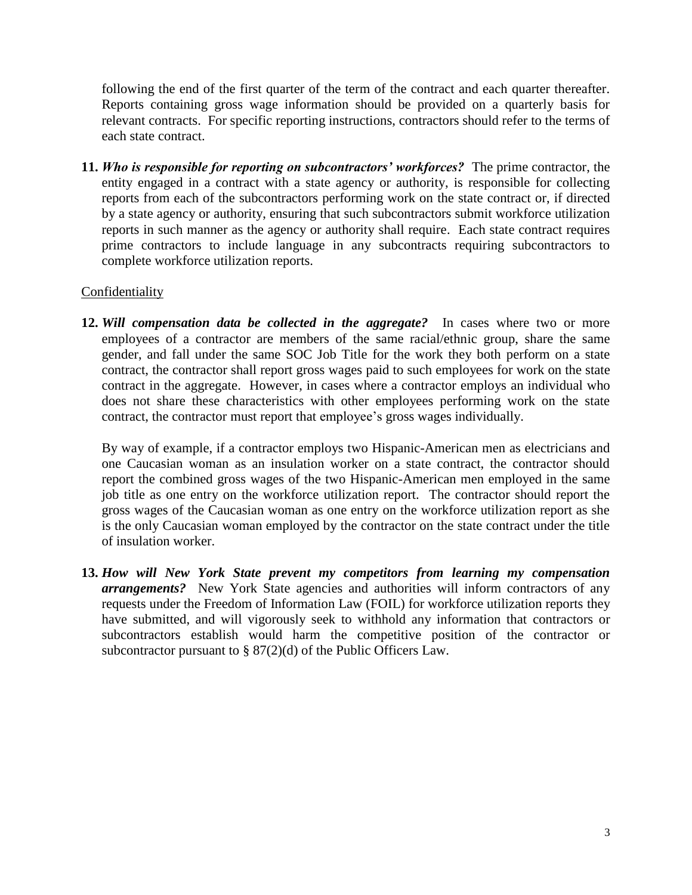following the end of the first quarter of the term of the contract and each quarter thereafter. Reports containing gross wage information should be provided on a quarterly basis for relevant contracts. For specific reporting instructions, contractors should refer to the terms of each state contract.

**11.** ***Who is responsible for reporting on subcontractors' workforces?*** The prime contractor, the entity engaged in a contract with a state agency or authority, is responsible for collecting reports from each of the subcontractors performing work on the state contract or, if directed by a state agency or authority, ensuring that such subcontractors submit workforce utilization reports in such manner as the agency or authority shall require. Each state contract requires prime contractors to include language in any subcontracts requiring subcontractors to complete workforce utilization reports.

<u>Confidentiality</u>

**12.** ***Will compensation data be collected in the aggregate?*** In cases where two or more employees of a contractor are members of the same racial/ethnic group, share the same gender, and fall under the same SOC Job Title for the work they both perform on a state contract, the contractor shall report gross wages paid to such employees for work on the state contract in the aggregate. However, in cases where a contractor employs an individual who does not share these characteristics with other employees performing work on the state contract, the contractor must report that employee's gross wages individually.

By way of example, if a contractor employs two Hispanic-American men as electricians and one Caucasian woman as an insulation worker on a state contract, the contractor should report the combined gross wages of the two Hispanic-American men employed in the same job title as one entry on the workforce utilization report. The contractor should report the gross wages of the Caucasian woman as one entry on the workforce utilization report as she is the only Caucasian woman employed by the contractor on the state contract under the title of insulation worker.

**13.** ***How will New York State prevent my competitors from learning my compensation arrangements?*** New York State agencies and authorities will inform contractors of any requests under the Freedom of Information Law (FOIL) for workforce utilization reports they have submitted, and will vigorously seek to withhold any information that contractors or subcontractors establish would harm the competitive position of the contractor or subcontractor pursuant to § 87(2)(d) of the Public Officers Law.